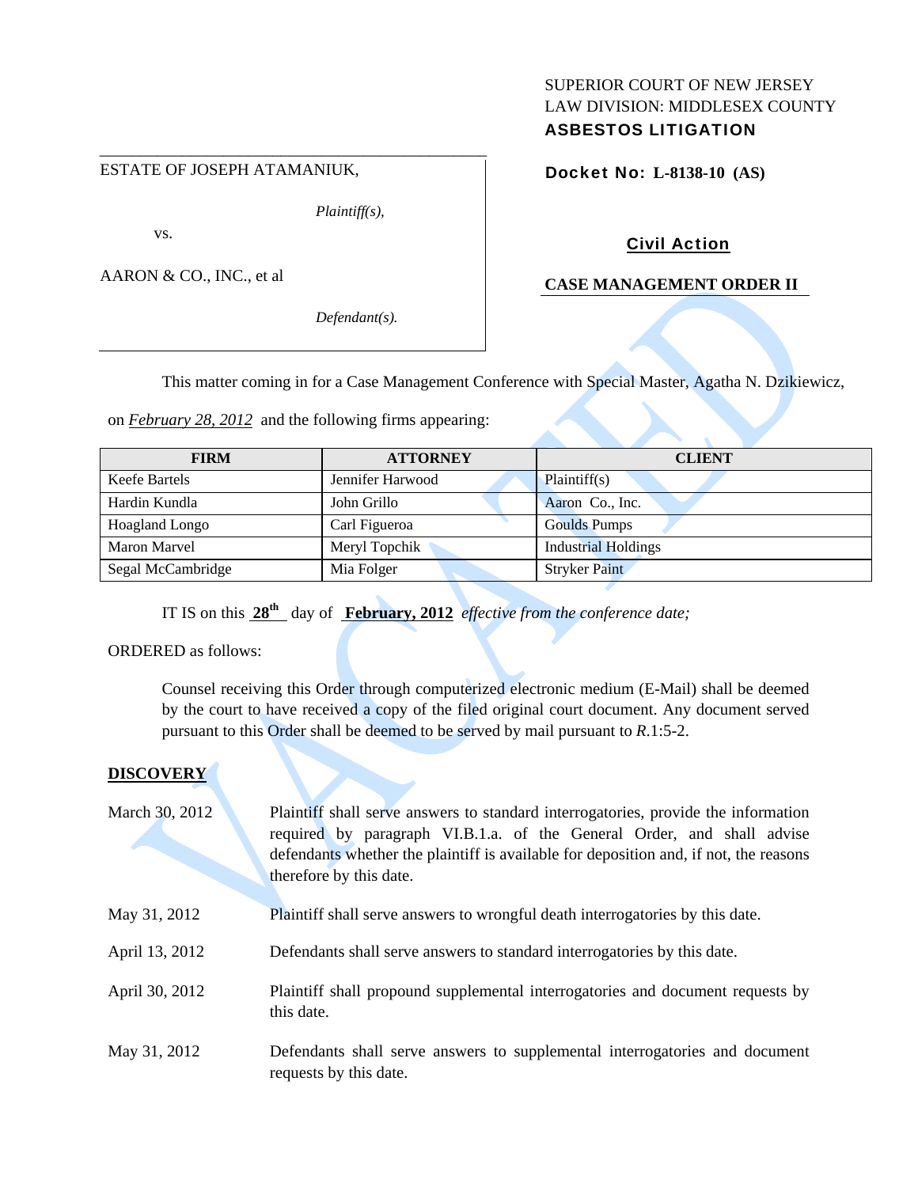SUPERIOR COURT OF NEW JERSEY
LAW DIVISION: MIDDLESEX COUNTY
**ASBESTOS LITIGATION**

ESTATE OF JOSEPH ATAMANIUK,

*Plaintiff(s),*

vs.

AARON & CO., INC., et al

*Defendant(s).*

**Docket No: L-8138-10 (AS)**

**Civil Action**

**CASE MANAGEMENT ORDER II**

This matter coming in for a Case Management Conference with Special Master, Agatha N. Dzikiewicz, on *February 28, 2012* and the following firms appearing:

| FIRM | ATTORNEY | CLIENT |
|---|---|---|
| Keefe Bartels | Jennifer Harwood | Plaintiff(s) |
| Hardin Kundla | John Grillo | Aaron Co., Inc. |
| Hoagland Longo | Carl Figueroa | Goulds Pumps |
| Maron Marvel | Meryl Topchik | Industrial Holdings |
| Segal McCambridge | Mia Folger | Stryker Paint |

IT IS on this **28th** day of **February, 2012** *effective from the conference date;*

ORDERED as follows:

Counsel receiving this Order through computerized electronic medium (E-Mail) shall be deemed by the court to have received a copy of the filed original court document. Any document served pursuant to this Order shall be deemed to be served by mail pursuant to *R.*1:5-2.

**DISCOVERY**

March 30, 2012 — Plaintiff shall serve answers to standard interrogatories, provide the information required by paragraph VI.B.1.a. of the General Order, and shall advise defendants whether the plaintiff is available for deposition and, if not, the reasons therefore by this date.

May 31, 2012 — Plaintiff shall serve answers to wrongful death interrogatories by this date.

April 13, 2012 — Defendants shall serve answers to standard interrogatories by this date.

April 30, 2012 — Plaintiff shall propound supplemental interrogatories and document requests by this date.

May 31, 2012 — Defendants shall serve answers to supplemental interrogatories and document requests by this date.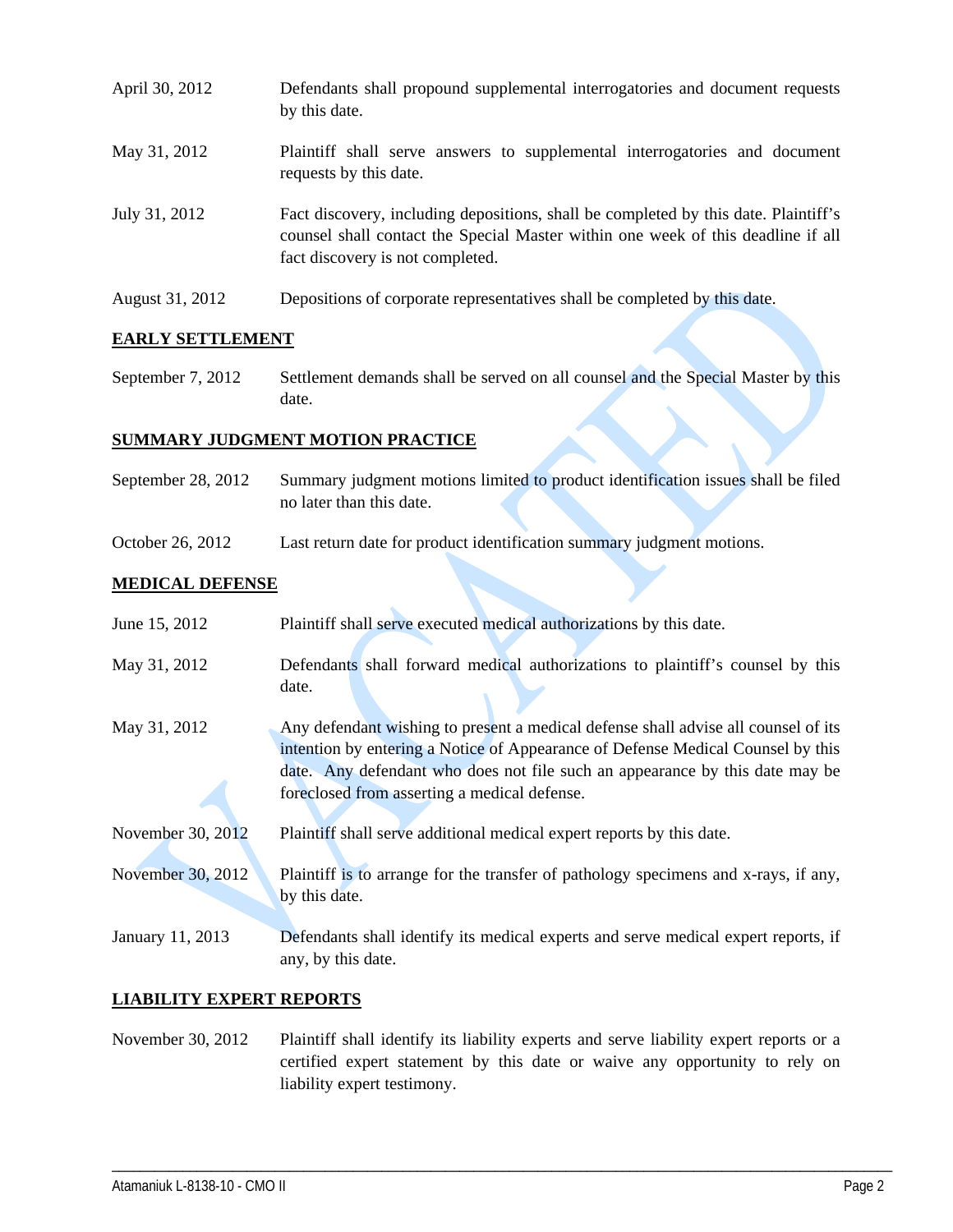| | |
|---|---|
| April 30, 2012 | Defendants shall propound supplemental interrogatories and document requests by this date. |
| May 31, 2012 | Plaintiff shall serve answers to supplemental interrogatories and document requests by this date. |
| July 31, 2012 | Fact discovery, including depositions, shall be completed by this date. Plaintiff's counsel shall contact the Special Master within one week of this deadline if all fact discovery is not completed. |
| August 31, 2012 | Depositions of corporate representatives shall be completed by this date. |

**EARLY SETTLEMENT**

| | |
|---|---|
| September 7, 2012 | Settlement demands shall be served on all counsel and the Special Master by this date. |

**SUMMARY JUDGMENT MOTION PRACTICE**

| | |
|---|---|
| September 28, 2012 | Summary judgment motions limited to product identification issues shall be filed no later than this date. |
| October 26, 2012 | Last return date for product identification summary judgment motions. |

**MEDICAL DEFENSE**

| | |
|---|---|
| June 15, 2012 | Plaintiff shall serve executed medical authorizations by this date. |
| May 31, 2012 | Defendants shall forward medical authorizations to plaintiff's counsel by this date. |
| May 31, 2012 | Any defendant wishing to present a medical defense shall advise all counsel of its intention by entering a Notice of Appearance of Defense Medical Counsel by this date. Any defendant who does not file such an appearance by this date may be foreclosed from asserting a medical defense. |
| November 30, 2012 | Plaintiff shall serve additional medical expert reports by this date. |
| November 30, 2012 | Plaintiff is to arrange for the transfer of pathology specimens and x-rays, if any, by this date. |
| January 11, 2013 | Defendants shall identify its medical experts and serve medical expert reports, if any, by this date. |

**LIABILITY EXPERT REPORTS**

| | |
|---|---|
| November 30, 2012 | Plaintiff shall identify its liability experts and serve liability expert reports or a certified expert statement by this date or waive any opportunity to rely on liability expert testimony. |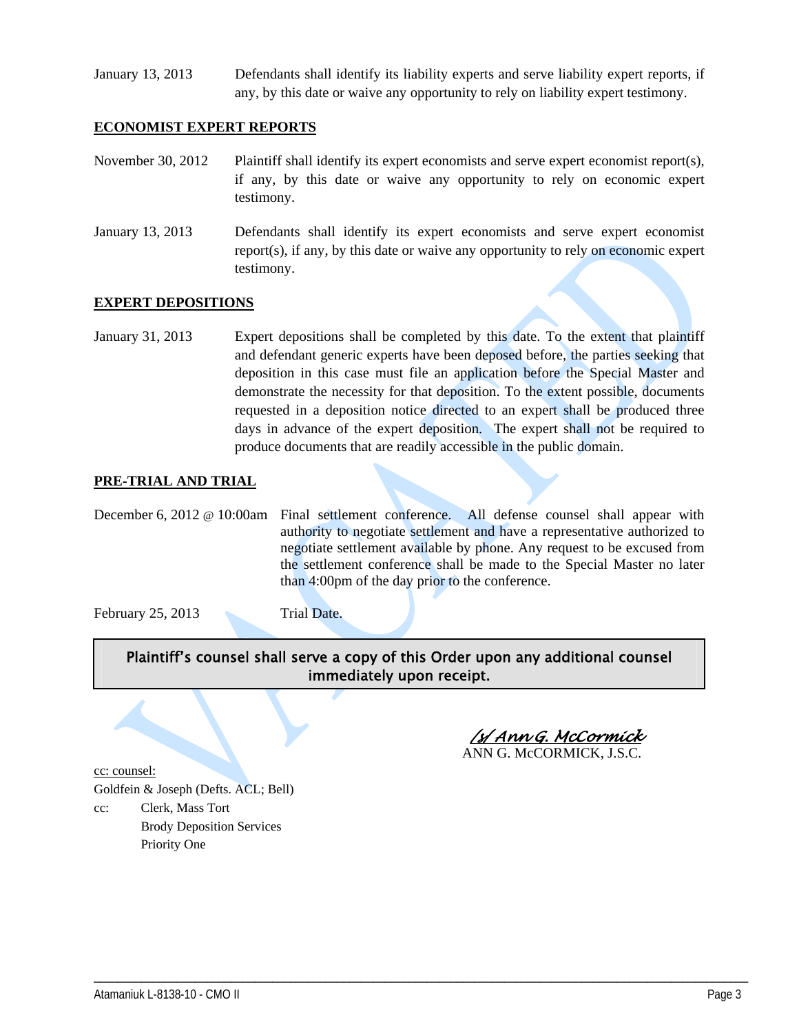January 13, 2013 Defendants shall identify its liability experts and serve liability expert reports, if any, by this date or waive any opportunity to rely on liability expert testimony.

**ECONOMIST EXPERT REPORTS**

November 30, 2012 Plaintiff shall identify its expert economists and serve expert economist report(s), if any, by this date or waive any opportunity to rely on economic expert testimony.

January 13, 2013 Defendants shall identify its expert economists and serve expert economist report(s), if any, by this date or waive any opportunity to rely on economic expert testimony.

**EXPERT DEPOSITIONS**

January 31, 2013 Expert depositions shall be completed by this date. To the extent that plaintiff and defendant generic experts have been deposed before, the parties seeking that deposition in this case must file an application before the Special Master and demonstrate the necessity for that deposition. To the extent possible, documents requested in a deposition notice directed to an expert shall be produced three days in advance of the expert deposition. The expert shall not be required to produce documents that are readily accessible in the public domain.

**PRE-TRIAL AND TRIAL**

December 6, 2012 @ 10:00am Final settlement conference. All defense counsel shall appear with authority to negotiate settlement and have a representative authorized to negotiate settlement available by phone. Any request to be excused from the settlement conference shall be made to the Special Master no later than 4:00pm of the day prior to the conference.

February 25, 2013 Trial Date.

**Plaintiff's counsel shall serve a copy of this Order upon any additional counsel immediately upon receipt.**

/s/ Ann G. McCormick
ANN G. McCORMICK, J.S.C.

cc: counsel:
Goldfein & Joseph (Defts. ACL; Bell)
cc: Clerk, Mass Tort
Brody Deposition Services
Priority One